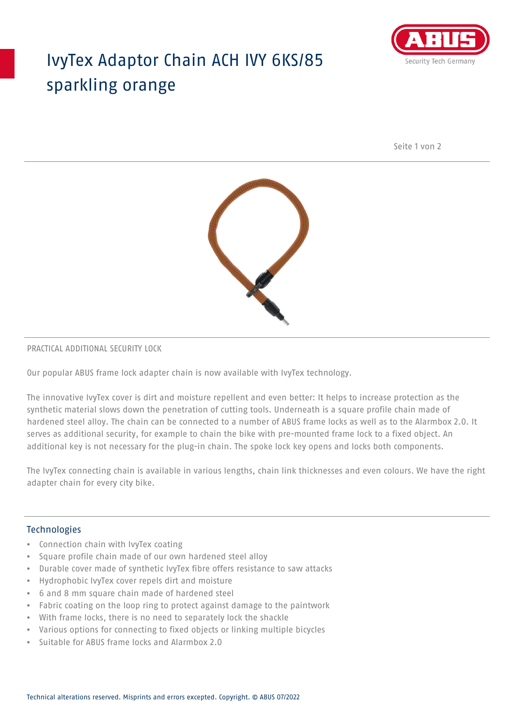# IvyTex Adaptor Chain ACH IVY 6KS/85 sparkling orange

PRACTICAL ADDITIONAL SECURITY LOCK

Our popular ABUS frame lock adapter chain is now available with IvyTex technology.

The innovative IvyTex cover is dirt and moisture repellent and even better: It helps to increase protection as the synthetic material slows down the penetration of cutting tools. Underneath is a square profile chain made of hardened steel alloy. The chain can be connected to a number of ABUS frame locks as well as to the Alarmbox 2.0. It serves as additional security, for example to chain the bike with pre-mounted frame lock to a fixed object. An additional key is not necessary for the plug-in chain. The spoke lock key opens and locks both components.

The IvyTex connecting chain is available in various lengths, chain link thicknesses and even colours. We have the right adapter chain for every city bike.

## Technologies

- Connection chain with IvyTex coating
- Square profile chain made of our own hardened steel alloy
- Durable cover made of synthetic IvyTex fibre offers resistance to saw attacks
- Hydrophobic IvyTex cover repels dirt and moisture
- 6 and 8 mm square chain made of hardened steel
- Fabric coating on the loop ring to protect against damage to the paintwork
- With frame locks, there is no need to separately lock the shackle
- Various options for connecting to fixed objects or linking multiple bicycles
- Suitable for ABUS frame locks and Alarmbox 2.0

Technical alterations reserved. Misprints and errors excepted. Copyright. © ABUS 07/2022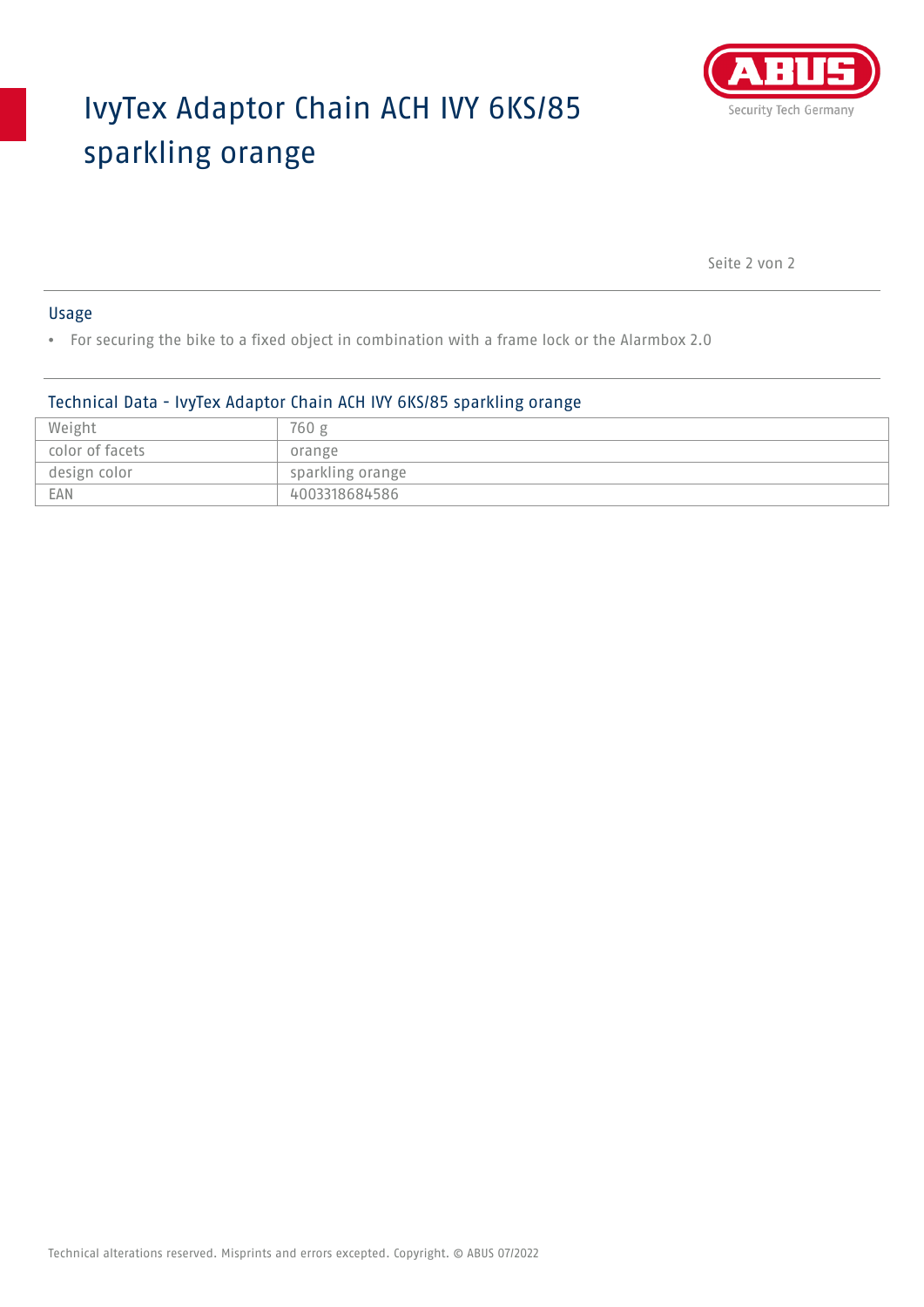# IvyTex Adaptor Chain ACH IVY 6KS/85 sparkling orange

## Usage

- For securing the bike to a fixed object in combination with a frame lock or the Alarmbox 2.0

## Technical Data - IvyTex Adaptor Chain ACH IVY 6KS/85 sparkling orange

| | |
|---|---|
| Weight | 760 g |
| color of facets | orange |
| design color | sparkling orange |
| EAN | 4003318684586 |

Technical alterations reserved. Misprints and errors excepted. Copyright. © ABUS 07/2022